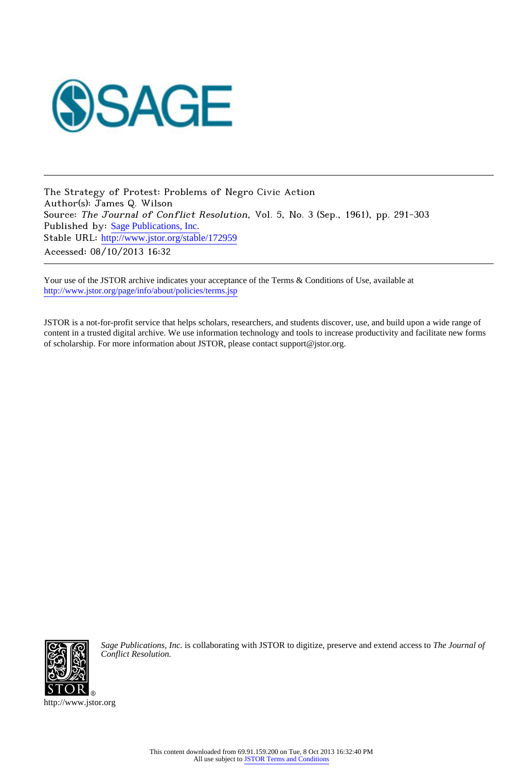The Strategy of Protest: Problems of Negro Civic Action
Author(s): James Q. Wilson
Source: *The Journal of Conflict Resolution*, Vol. 5, No. 3 (Sep., 1961), pp. 291-303
Published by: Sage Publications, Inc.
Stable URL: http://www.jstor.org/stable/172959
Accessed: 08/10/2013 16:32

Your use of the JSTOR archive indicates your acceptance of the Terms & Conditions of Use, available at
http://www.jstor.org/page/info/about/policies/terms.jsp

JSTOR is a not-for-profit service that helps scholars, researchers, and students discover, use, and build upon a wide range of content in a trusted digital archive. We use information technology and tools to increase productivity and facilitate new forms of scholarship. For more information about JSTOR, please contact support@jstor.org.

*Sage Publications, Inc.* is collaborating with JSTOR to digitize, preserve and extend access to *The Journal of Conflict Resolution.*

http://www.jstor.org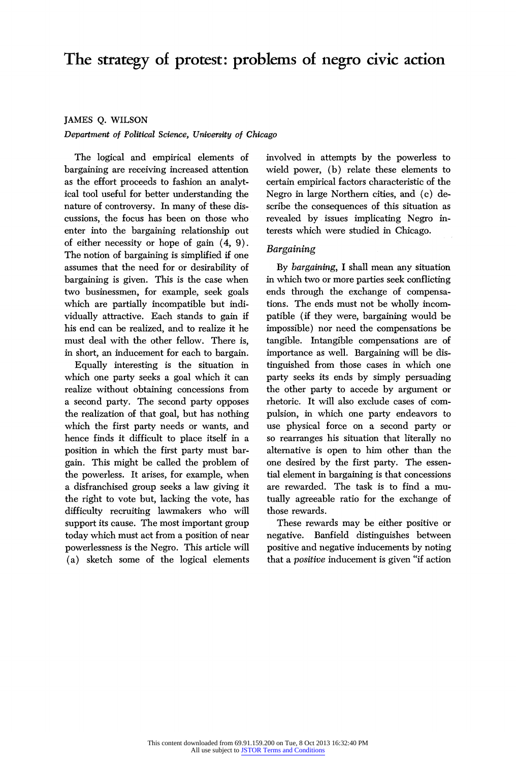# The strategy of protest: problems of negro civic action

JAMES Q. WILSON

*Department of Political Science, University of Chicago*

The logical and empirical elements of bargaining are receiving increased attention as the effort proceeds to fashion an analytical tool useful for better understanding the nature of controversy. In many of these discussions, the focus has been on those who enter into the bargaining relationship out of either necessity or hope of gain (4, 9). The notion of bargaining is simplified if one assumes that the need for or desirability of bargaining is given. This is the case when two businessmen, for example, seek goals which are partially incompatible but individually attractive. Each stands to gain if his end can be realized, and to realize it he must deal with the other fellow. There is, in short, an inducement for each to bargain.

Equally interesting is the situation in which one party seeks a goal which it can realize without obtaining concessions from a second party. The second party opposes the realization of that goal, but has nothing which the first party needs or wants, and hence finds it difficult to place itself in a position in which the first party must bargain. This might be called the problem of the powerless. It arises, for example, when a disfranchised group seeks a law giving it the right to vote but, lacking the vote, has difficulty recruiting lawmakers who will support its cause. The most important group today which must act from a position of near powerlessness is the Negro. This article will (a) sketch some of the logical elements involved in attempts by the powerless to wield power, (b) relate these elements to certain empirical factors characteristic of the Negro in large Northern cities, and (c) describe the consequences of this situation as revealed by issues implicating Negro interests which were studied in Chicago.

## Bargaining

By *bargaining*, I shall mean any situation in which two or more parties seek conflicting ends through the exchange of compensations. The ends must not be wholly incompatible (if they were, bargaining would be impossible) nor need the compensations be tangible. Intangible compensations are of importance as well. Bargaining will be distinguished from those cases in which one party seeks its ends by simply persuading the other party to accede by argument or rhetoric. It will also exclude cases of compulsion, in which one party endeavors to use physical force on a second party or so rearranges his situation that literally no alternative is open to him other than the one desired by the first party. The essential element in bargaining is that concessions are rewarded. The task is to find a mutually agreeable ratio for the exchange of those rewards.

These rewards may be either positive or negative. Banfield distinguishes between positive and negative inducements by noting that a *positive* inducement is given "if action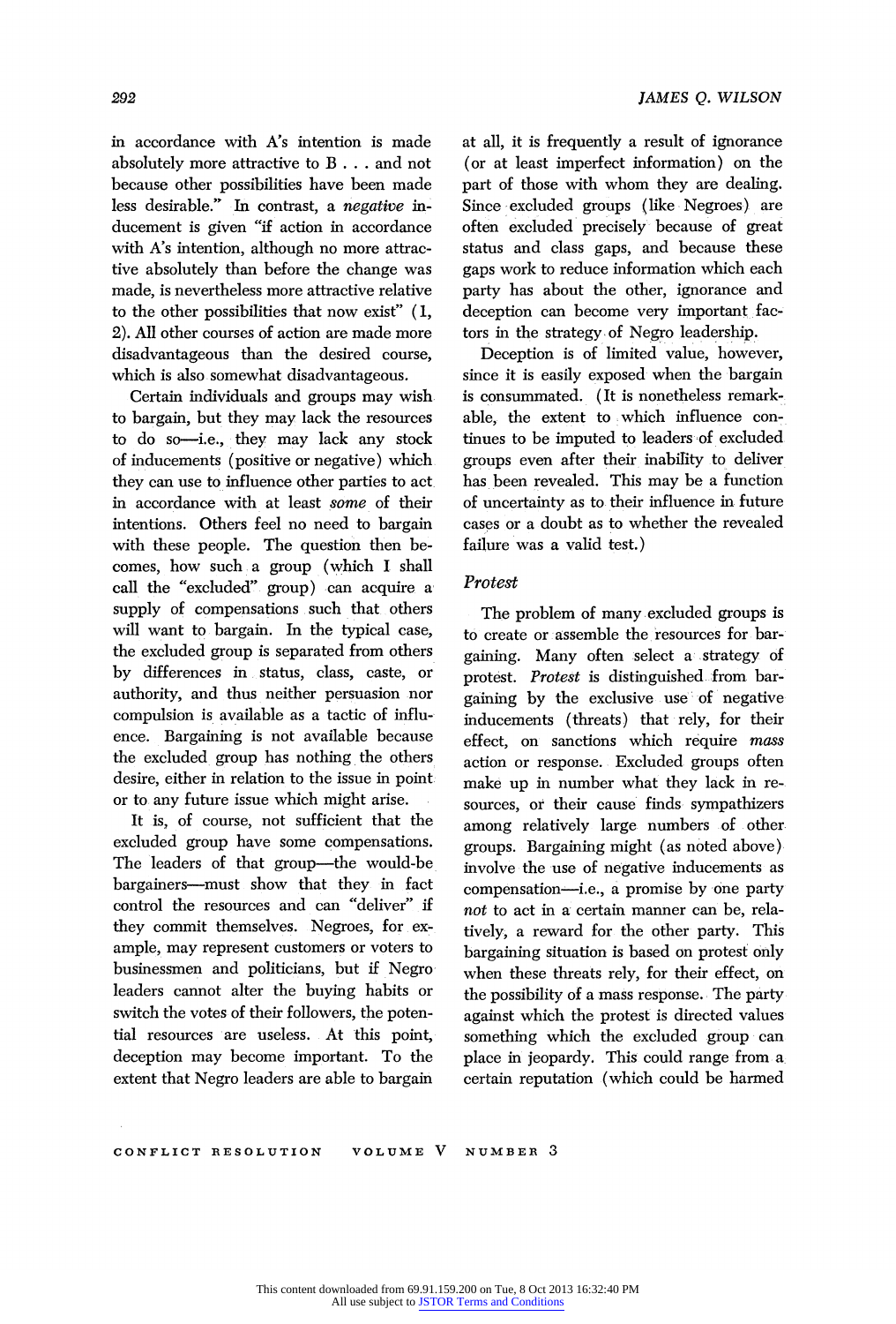in accordance with A's intention is made absolutely more attractive to B . . . and not because other possibilities have been made less desirable." In contrast, a *negative* inducement is given "if action in accordance with A's intention, although no more attractive absolutely than before the change was made, is nevertheless more attractive relative to the other possibilities that now exist" (1, 2). All other courses of action are made more disadvantageous than the desired course, which is also somewhat disadvantageous.

Certain individuals and groups may wish to bargain, but they may lack the resources to do so—i.e., they may lack any stock of inducements (positive or negative) which they can use to influence other parties to act in accordance with at least *some* of their intentions. Others feel no need to bargain with these people. The question then becomes, how such a group (which I shall call the "excluded" group) can acquire a supply of compensations such that others will want to bargain. In the typical case, the excluded group is separated from others by differences in status, class, caste, or authority, and thus neither persuasion nor compulsion is available as a tactic of influence. Bargaining is not available because the excluded group has nothing the others desire, either in relation to the issue in point or to any future issue which might arise.

It is, of course, not sufficient that the excluded group have some compensations. The leaders of that group—the would-be bargainers—must show that they in fact control the resources and can "deliver" if they commit themselves. Negroes, for example, may represent customers or voters to businessmen and politicians, but if Negro leaders cannot alter the buying habits or switch the votes of their followers, the potential resources are useless. At this point, deception may become important. To the extent that Negro leaders are able to bargain at all, it is frequently a result of ignorance (or at least imperfect information) on the part of those with whom they are dealing. Since excluded groups (like Negroes) are often excluded precisely because of great status and class gaps, and because these gaps work to reduce information which each party has about the other, ignorance and deception can become very important factors in the strategy of Negro leadership.

Deception is of limited value, however, since it is easily exposed when the bargain is consummated. (It is nonetheless remarkable, the extent to which influence continues to be imputed to leaders of excluded groups even after their inability to deliver has been revealed. This may be a function of uncertainty as to their influence in future cases or a doubt as to whether the revealed failure was a valid test.)

### Protest

The problem of many excluded groups is to create or assemble the resources for bargaining. Many often select a strategy of protest. *Protest* is distinguished from bargaining by the exclusive use of negative inducements (threats) that rely, for their effect, on sanctions which require *mass* action or response. Excluded groups often make up in number what they lack in resources, or their cause finds sympathizers among relatively large numbers of other groups. Bargaining might (as noted above) involve the use of negative inducements as compensation—i.e., a promise by one party *not* to act in a certain manner can be, relatively, a reward for the other party. This bargaining situation is based on protest only when these threats rely, for their effect, on the possibility of a mass response. The party against which the protest is directed values something which the excluded group can place in jeopardy. This could range from a certain reputation (which could be harmed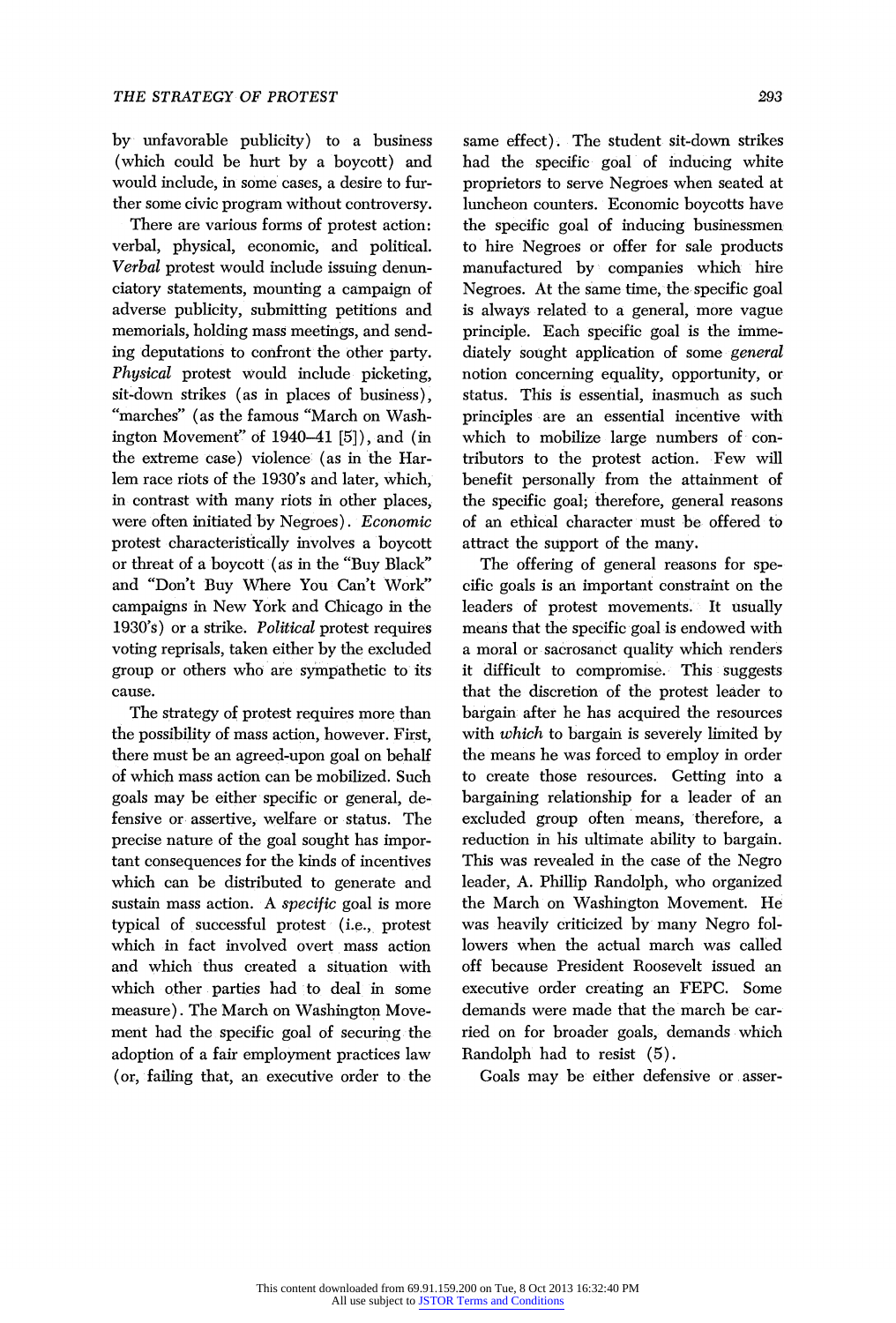by unfavorable publicity) to a business (which could be hurt by a boycott) and would include, in some cases, a desire to further some civic program without controversy.

There are various forms of protest action: verbal, physical, economic, and political. *Verbal* protest would include issuing denunciatory statements, mounting a campaign of adverse publicity, submitting petitions and memorials, holding mass meetings, and sending deputations to confront the other party. *Physical* protest would include picketing, sit-down strikes (as in places of business), "marches" (as the famous "March on Washington Movement" of 1940–41 [5]), and (in the extreme case) violence (as in the Harlem race riots of the 1930's and later, which, in contrast with many riots in other places, were often initiated by Negroes). *Economic* protest characteristically involves a boycott or threat of a boycott (as in the "Buy Black" and "Don't Buy Where You Can't Work" campaigns in New York and Chicago in the 1930's) or a strike. *Political* protest requires voting reprisals, taken either by the excluded group or others who are sympathetic to its cause.

The strategy of protest requires more than the possibility of mass action, however. First, there must be an agreed-upon goal on behalf of which mass action can be mobilized. Such goals may be either specific or general, defensive or assertive, welfare or status. The precise nature of the goal sought has important consequences for the kinds of incentives which can be distributed to generate and sustain mass action. A *specific* goal is more typical of successful protest (i.e., protest which in fact involved overt mass action and which thus created a situation with which other parties had to deal in some measure). The March on Washington Movement had the specific goal of securing the adoption of a fair employment practices law (or, failing that, an executive order to the same effect). The student sit-down strikes had the specific goal of inducing white proprietors to serve Negroes when seated at luncheon counters. Economic boycotts have the specific goal of inducing businessmen to hire Negroes or offer for sale products manufactured by companies which hire Negroes. At the same time, the specific goal is always related to a general, more vague principle. Each specific goal is the immediately sought application of some *general* notion concerning equality, opportunity, or status. This is essential, inasmuch as such principles are an essential incentive with which to mobilize large numbers of contributors to the protest action. Few will benefit personally from the attainment of the specific goal; therefore, general reasons of an ethical character must be offered to attract the support of the many.

The offering of general reasons for specific goals is an important constraint on the leaders of protest movements. It usually means that the specific goal is endowed with a moral or sacrosanct quality which renders it difficult to compromise. This suggests that the discretion of the protest leader to bargain after he has acquired the resources with *which* to bargain is severely limited by the means he was forced to employ in order to create those resources. Getting into a bargaining relationship for a leader of an excluded group often means, therefore, a reduction in his ultimate ability to bargain. This was revealed in the case of the Negro leader, A. Phillip Randolph, who organized the March on Washington Movement. He was heavily criticized by many Negro followers when the actual march was called off because President Roosevelt issued an executive order creating an FEPC. Some demands were made that the march be carried on for broader goals, demands which Randolph had to resist (5).

Goals may be either defensive or asser-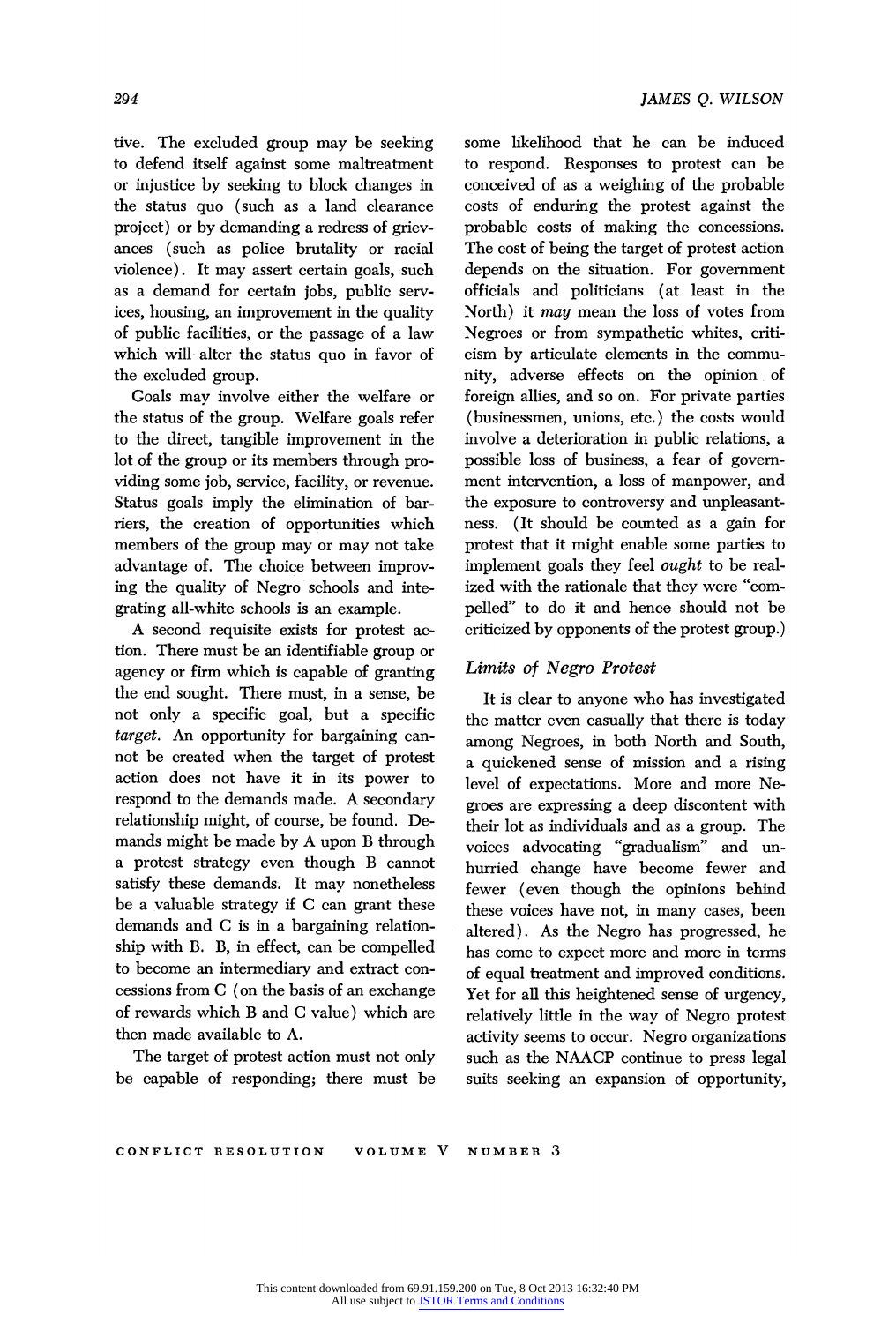tive. The excluded group may be seeking to defend itself against some maltreatment or injustice by seeking to block changes in the status quo (such as a land clearance project) or by demanding a redress of grievances (such as police brutality or racial violence). It may assert certain goals, such as a demand for certain jobs, public services, housing, an improvement in the quality of public facilities, or the passage of a law which will alter the status quo in favor of the excluded group.

Goals may involve either the welfare or the status of the group. Welfare goals refer to the direct, tangible improvement in the lot of the group or its members through providing some job, service, facility, or revenue. Status goals imply the elimination of barriers, the creation of opportunities which members of the group may or may not take advantage of. The choice between improving the quality of Negro schools and integrating all-white schools is an example.

A second requisite exists for protest action. There must be an identifiable group or agency or firm which is capable of granting the end sought. There must, in a sense, be not only a specific goal, but a specific *target*. An opportunity for bargaining cannot be created when the target of protest action does not have it in its power to respond to the demands made. A secondary relationship might, of course, be found. Demands might be made by A upon B through a protest strategy even though B cannot satisfy these demands. It may nonetheless be a valuable strategy if C can grant these demands and C is in a bargaining relationship with B. B, in effect, can be compelled to become an intermediary and extract concessions from C (on the basis of an exchange of rewards which B and C value) which are then made available to A.

The target of protest action must not only be capable of responding; there must be some likelihood that he can be induced to respond. Responses to protest can be conceived of as a weighing of the probable costs of enduring the protest against the probable costs of making the concessions. The cost of being the target of protest action depends on the situation. For government officials and politicians (at least in the North) it *may* mean the loss of votes from Negroes or from sympathetic whites, criticism by articulate elements in the community, adverse effects on the opinion of foreign allies, and so on. For private parties (businessmen, unions, etc.) the costs would involve a deterioration in public relations, a possible loss of business, a fear of government intervention, a loss of manpower, and the exposure to controversy and unpleasantness. (It should be counted as a gain for protest that it might enable some parties to implement goals they feel *ought* to be realized with the rationale that they were "compelled" to do it and hence should not be criticized by opponents of the protest group.)

### *Limits of Negro Protest*

It is clear to anyone who has investigated the matter even casually that there is today among Negroes, in both North and South, a quickened sense of mission and a rising level of expectations. More and more Negroes are expressing a deep discontent with their lot as individuals and as a group. The voices advocating "gradualism" and unhurried change have become fewer and fewer (even though the opinions behind these voices have not, in many cases, been altered). As the Negro has progressed, he has come to expect more and more in terms of equal treatment and improved conditions. Yet for all this heightened sense of urgency, relatively little in the way of Negro protest activity seems to occur. Negro organizations such as the NAACP continue to press legal suits seeking an expansion of opportunity,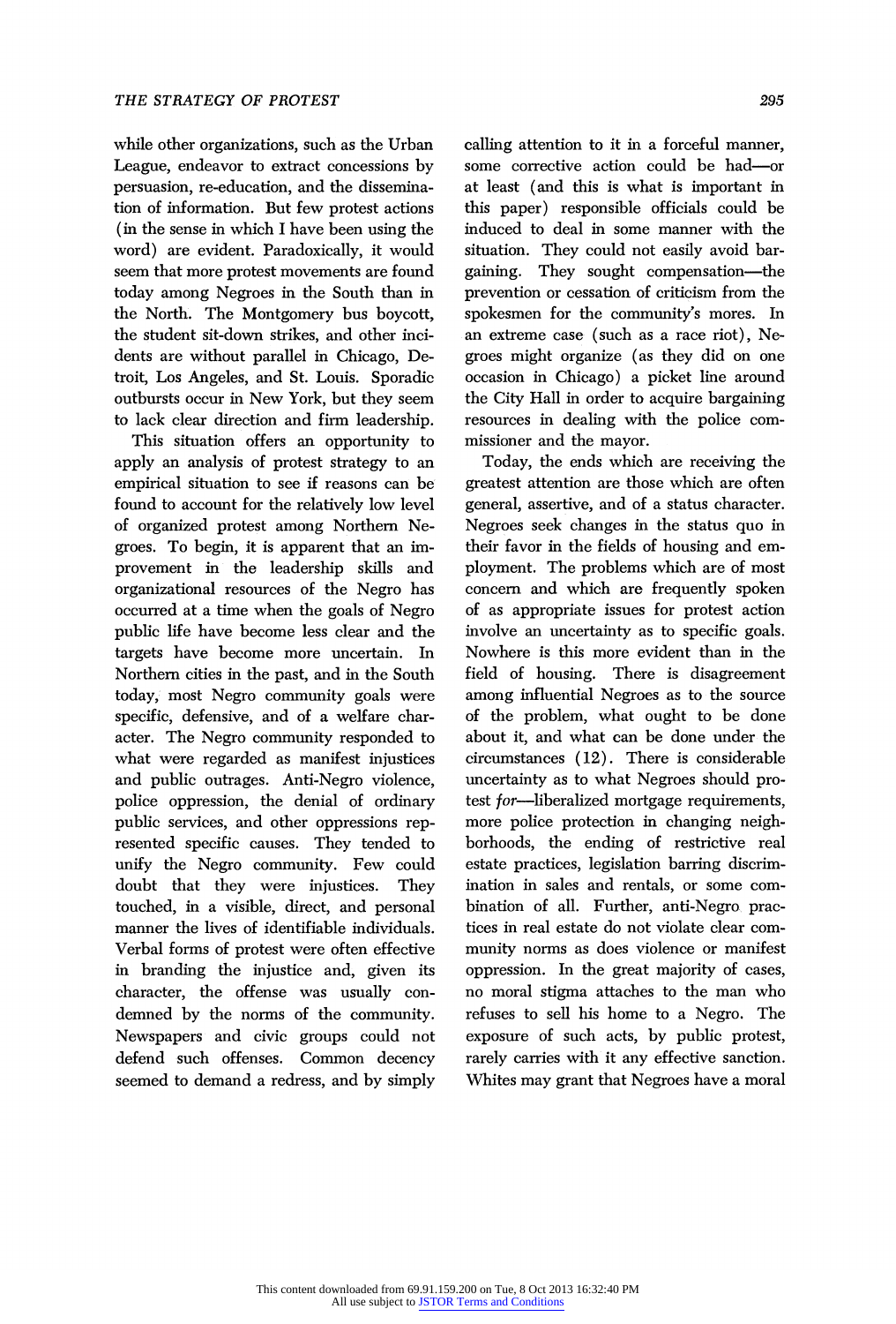while other organizations, such as the Urban League, endeavor to extract concessions by persuasion, re-education, and the dissemination of information. But few protest actions (in the sense in which I have been using the word) are evident. Paradoxically, it would seem that more protest movements are found today among Negroes in the South than in the North. The Montgomery bus boycott, the student sit-down strikes, and other incidents are without parallel in Chicago, Detroit, Los Angeles, and St. Louis. Sporadic outbursts occur in New York, but they seem to lack clear direction and firm leadership.

This situation offers an opportunity to apply an analysis of protest strategy to an empirical situation to see if reasons can be found to account for the relatively low level of organized protest among Northern Negroes. To begin, it is apparent that an improvement in the leadership skills and organizational resources of the Negro has occurred at a time when the goals of Negro public life have become less clear and the targets have become more uncertain. In Northern cities in the past, and in the South today, most Negro community goals were specific, defensive, and of a welfare character. The Negro community responded to what were regarded as manifest injustices and public outrages. Anti-Negro violence, police oppression, the denial of ordinary public services, and other oppressions represented specific causes. They tended to unify the Negro community. Few could doubt that they were injustices. They touched, in a visible, direct, and personal manner the lives of identifiable individuals. Verbal forms of protest were often effective in branding the injustice and, given its character, the offense was usually condemned by the norms of the community. Newspapers and civic groups could not defend such offenses. Common decency seemed to demand a redress, and by simply calling attention to it in a forceful manner, some corrective action could be had—or at least (and this is what is important in this paper) responsible officials could be induced to deal in some manner with the situation. They could not easily avoid bargaining. They sought compensation—the prevention or cessation of criticism from the spokesmen for the community's mores. In an extreme case (such as a race riot), Negroes might organize (as they did on one occasion in Chicago) a picket line around the City Hall in order to acquire bargaining resources in dealing with the police commissioner and the mayor.

Today, the ends which are receiving the greatest attention are those which are often general, assertive, and of a status character. Negroes seek changes in the status quo in their favor in the fields of housing and employment. The problems which are of most concern and which are frequently spoken of as appropriate issues for protest action involve an uncertainty as to specific goals. Nowhere is this more evident than in the field of housing. There is disagreement among influential Negroes as to the source of the problem, what ought to be done about it, and what can be done under the circumstances (12). There is considerable uncertainty as to what Negroes should protest *for*—liberalized mortgage requirements, more police protection in changing neighborhoods, the ending of restrictive real estate practices, legislation barring discrimination in sales and rentals, or some combination of all. Further, anti-Negro practices in real estate do not violate clear community norms as does violence or manifest oppression. In the great majority of cases, no moral stigma attaches to the man who refuses to sell his home to a Negro. The exposure of such acts, by public protest, rarely carries with it any effective sanction. Whites may grant that Negroes have a moral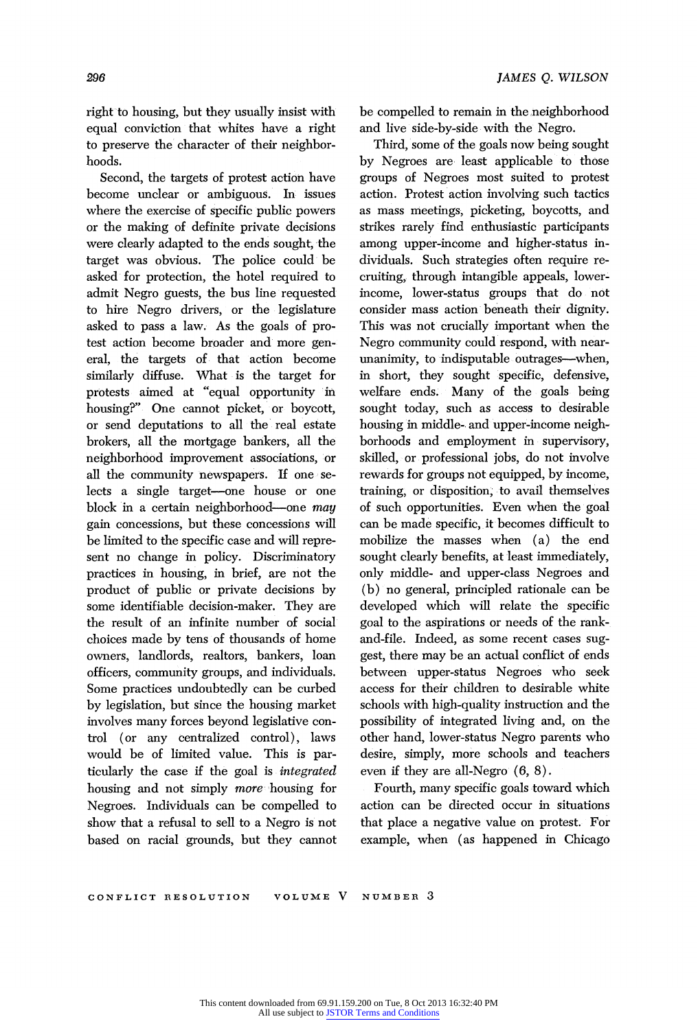right to housing, but they usually insist with equal conviction that whites have a right to preserve the character of their neighborhoods.

Second, the targets of protest action have become unclear or ambiguous. In issues where the exercise of specific public powers or the making of definite private decisions were clearly adapted to the ends sought, the target was obvious. The police could be asked for protection, the hotel required to admit Negro guests, the bus line requested to hire Negro drivers, or the legislature asked to pass a law. As the goals of protest action become broader and more general, the targets of that action become similarly diffuse. What is the target for protests aimed at "equal opportunity in housing?" One cannot picket, or boycott, or send deputations to all the real estate brokers, all the mortgage bankers, all the neighborhood improvement associations, or all the community newspapers. If one selects a single target—one house or one block in a certain neighborhood—one *may* gain concessions, but these concessions will be limited to the specific case and will represent no change in policy. Discriminatory practices in housing, in brief, are not the product of public or private decisions by some identifiable decision-maker. They are the result of an infinite number of social choices made by tens of thousands of home owners, landlords, realtors, bankers, loan officers, community groups, and individuals. Some practices undoubtedly can be curbed by legislation, but since the housing market involves many forces beyond legislative control (or any centralized control), laws would be of limited value. This is particularly the case if the goal is *integrated* housing and not simply *more* housing for Negroes. Individuals can be compelled to show that a refusal to sell to a Negro is not based on racial grounds, but they cannot be compelled to remain in the neighborhood and live side-by-side with the Negro.

Third, some of the goals now being sought by Negroes are least applicable to those groups of Negroes most suited to protest action. Protest action involving such tactics as mass meetings, picketing, boycotts, and strikes rarely find enthusiastic participants among upper-income and higher-status individuals. Such strategies often require recruiting, through intangible appeals, lower-income, lower-status groups that do not consider mass action beneath their dignity. This was not crucially important when the Negro community could respond, with near-unanimity, to indisputable outrages—when, in short, they sought specific, defensive, welfare ends. Many of the goals being sought today, such as access to desirable housing in middle- and upper-income neighborhoods and employment in supervisory, skilled, or professional jobs, do not involve rewards for groups not equipped, by income, training, or disposition, to avail themselves of such opportunities. Even when the goal can be made specific, it becomes difficult to mobilize the masses when (a) the end sought clearly benefits, at least immediately, only middle- and upper-class Negroes and (b) no general, principled rationale can be developed which will relate the specific goal to the aspirations or needs of the rank-and-file. Indeed, as some recent cases suggest, there may be an actual conflict of ends between upper-status Negroes who seek access for their children to desirable white schools with high-quality instruction and the possibility of integrated living and, on the other hand, lower-status Negro parents who desire, simply, more schools and teachers even if they are all-Negro (6, 8).

Fourth, many specific goals toward which action can be directed occur in situations that place a negative value on protest. For example, when (as happened in Chicago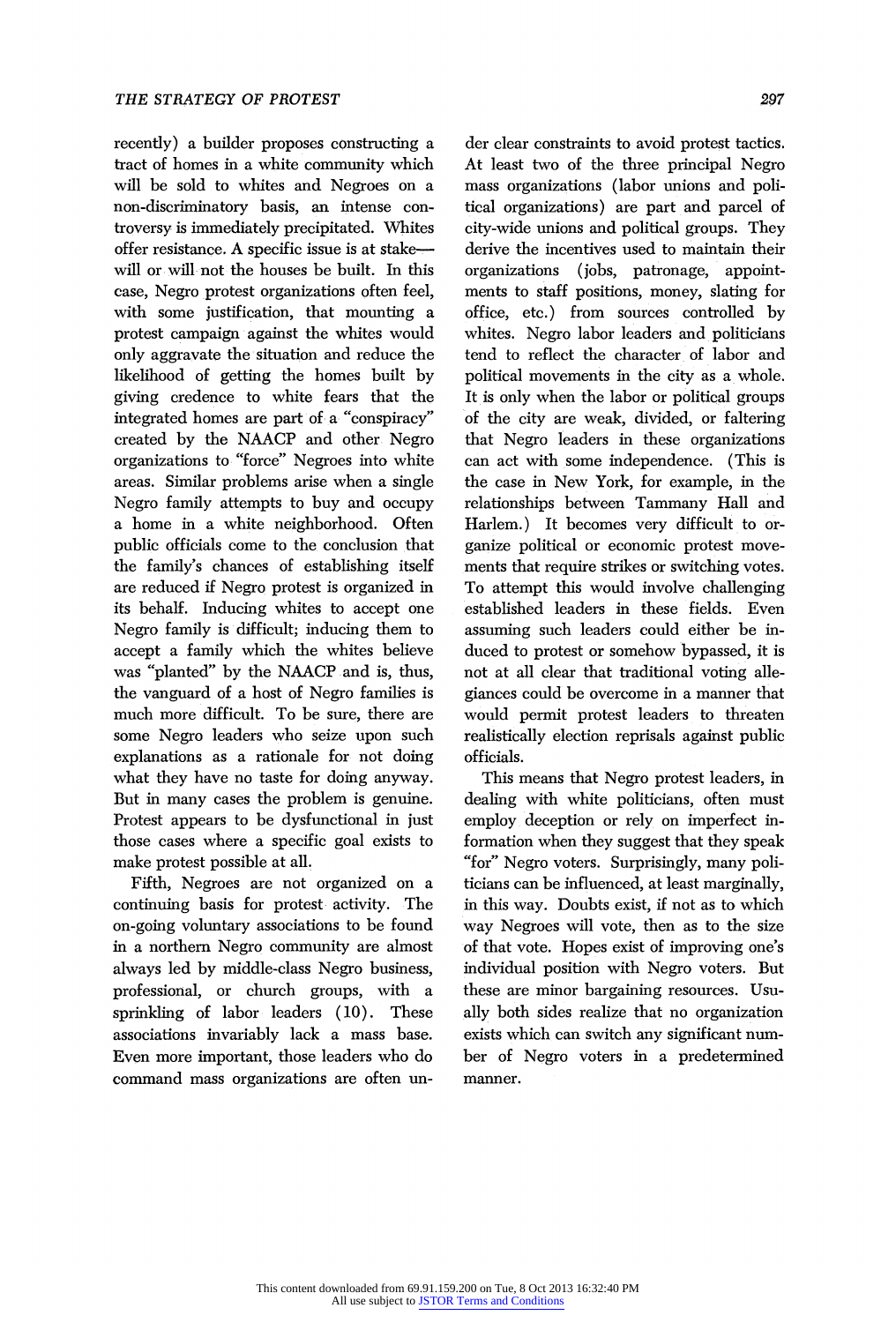recently) a builder proposes constructing a tract of homes in a white community which will be sold to whites and Negroes on a non-discriminatory basis, an intense controversy is immediately precipitated. Whites offer resistance. A specific issue is at stake—will or will not the houses be built. In this case, Negro protest organizations often feel, with some justification, that mounting a protest campaign against the whites would only aggravate the situation and reduce the likelihood of getting the homes built by giving credence to white fears that the integrated homes are part of a "conspiracy" created by the NAACP and other Negro organizations to "force" Negroes into white areas. Similar problems arise when a single Negro family attempts to buy and occupy a home in a white neighborhood. Often public officials come to the conclusion that the family's chances of establishing itself are reduced if Negro protest is organized in its behalf. Inducing whites to accept one Negro family is difficult; inducing them to accept a family which the whites believe was "planted" by the NAACP and is, thus, the vanguard of a host of Negro families is much more difficult. To be sure, there are some Negro leaders who seize upon such explanations as a rationale for not doing what they have no taste for doing anyway. But in many cases the problem is genuine. Protest appears to be dysfunctional in just those cases where a specific goal exists to make protest possible at all.

Fifth, Negroes are not organized on a continuing basis for protest activity. The on-going voluntary associations to be found in a northern Negro community are almost always led by middle-class Negro business, professional, or church groups, with a sprinkling of labor leaders (10). These associations invariably lack a mass base. Even more important, those leaders who do command mass organizations are often under clear constraints to avoid protest tactics. At least two of the three principal Negro mass organizations (labor unions and political organizations) are part and parcel of city-wide unions and political groups. They derive the incentives used to maintain their organizations (jobs, patronage, appointments to staff positions, money, slating for office, etc.) from sources controlled by whites. Negro labor leaders and politicians tend to reflect the character of labor and political movements in the city as a whole. It is only when the labor or political groups of the city are weak, divided, or faltering that Negro leaders in these organizations can act with some independence. (This is the case in New York, for example, in the relationships between Tammany Hall and Harlem.) It becomes very difficult to organize political or economic protest movements that require strikes or switching votes. To attempt this would involve challenging established leaders in these fields. Even assuming such leaders could either be induced to protest or somehow bypassed, it is not at all clear that traditional voting allegiances could be overcome in a manner that would permit protest leaders to threaten realistically election reprisals against public officials.

This means that Negro protest leaders, in dealing with white politicians, often must employ deception or rely on imperfect information when they suggest that they speak "for" Negro voters. Surprisingly, many politicians can be influenced, at least marginally, in this way. Doubts exist, if not as to which way Negroes will vote, then as to the size of that vote. Hopes exist of improving one's individual position with Negro voters. But these are minor bargaining resources. Usually both sides realize that no organization exists which can switch any significant number of Negro voters in a predetermined manner.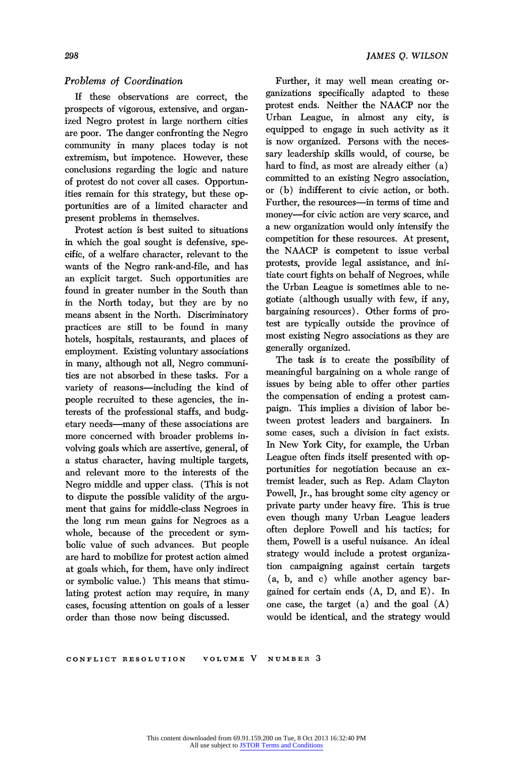### *Problems of Coordination*

If these observations are correct, the prospects of vigorous, extensive, and organized Negro protest in large northern cities are poor. The danger confronting the Negro community in many places today is not extremism, but impotence. However, these conclusions regarding the logic and nature of protest do not cover all cases. Opportunities remain for this strategy, but these opportunities are of a limited character and present problems in themselves.

Protest action is best suited to situations in which the goal sought is defensive, specific, of a welfare character, relevant to the wants of the Negro rank-and-file, and has an explicit target. Such opportunities are found in greater number in the South than in the North today, but they are by no means absent in the North. Discriminatory practices are still to be found in many hotels, hospitals, restaurants, and places of employment. Existing voluntary associations in many, although not all, Negro communities are not absorbed in these tasks. For a variety of reasons—including the kind of people recruited to these agencies, the interests of the professional staffs, and budgetary needs—many of these associations are more concerned with broader problems involving goals which are assertive, general, of a status character, having multiple targets, and relevant more to the interests of the Negro middle and upper class. (This is not to dispute the possible validity of the argument that gains for middle-class Negroes in the long run mean gains for Negroes as a whole, because of the precedent or symbolic value of such advances. But people are hard to mobilize for protest action aimed at goals which, for them, have only indirect or symbolic value.) This means that stimulating protest action may require, in many cases, focusing attention on goals of a lesser order than those now being discussed.

Further, it may well mean creating organizations specifically adapted to these protest ends. Neither the NAACP nor the Urban League, in almost any city, is equipped to engage in such activity as it is now organized. Persons with the necessary leadership skills would, of course, be hard to find, as most are already either (a) committed to an existing Negro association, or (b) indifferent to civic action, or both. Further, the resources—in terms of time and money—for civic action are very scarce, and a new organization would only intensify the competition for these resources. At present, the NAACP is competent to issue verbal protests, provide legal assistance, and initiate court fights on behalf of Negroes, while the Urban League is sometimes able to negotiate (although usually with few, if any, bargaining resources). Other forms of protest are typically outside the province of most existing Negro associations as they are generally organized.

The task is to create the possibility of meaningful bargaining on a whole range of issues by being able to offer other parties the compensation of ending a protest campaign. This implies a division of labor between protest leaders and bargainers. In some cases, such a division in fact exists. In New York City, for example, the Urban League often finds itself presented with opportunities for negotiation because an extremist leader, such as Rep. Adam Clayton Powell, Jr., has brought some city agency or private party under heavy fire. This is true even though many Urban League leaders often deplore Powell and his tactics; for them, Powell is a useful nuisance. An ideal strategy would include a protest organization campaigning against certain targets (a, b, and c) while another agency bargained for certain ends (A, D, and E). In one case, the target (a) and the goal (A) would be identical, and the strategy would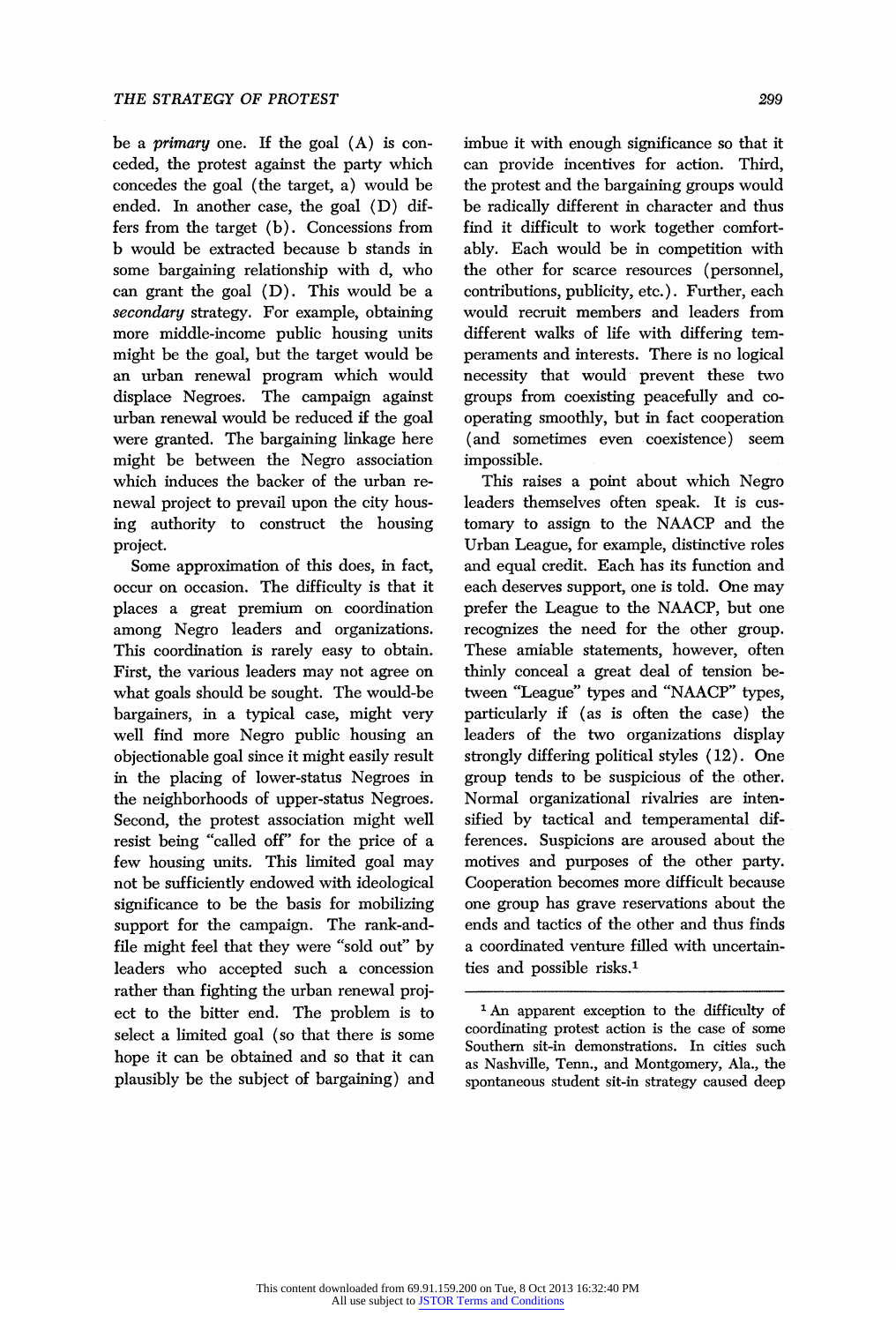be a *primary* one. If the goal (A) is conceded, the protest against the party which concedes the goal (the target, a) would be ended. In another case, the goal (D) differs from the target (b). Concessions from b would be extracted because b stands in some bargaining relationship with d, who can grant the goal (D). This would be a *secondary* strategy. For example, obtaining more middle-income public housing units might be the goal, but the target would be an urban renewal program which would displace Negroes. The campaign against urban renewal would be reduced if the goal were granted. The bargaining linkage here might be between the Negro association which induces the backer of the urban renewal project to prevail upon the city housing authority to construct the housing project.

Some approximation of this does, in fact, occur on occasion. The difficulty is that it places a great premium on coordination among Negro leaders and organizations. This coordination is rarely easy to obtain. First, the various leaders may not agree on what goals should be sought. The would-be bargainers, in a typical case, might very well find more Negro public housing an objectionable goal since it might easily result in the placing of lower-status Negroes in the neighborhoods of upper-status Negroes. Second, the protest association might well resist being "called off" for the price of a few housing units. This limited goal may not be sufficiently endowed with ideological significance to be the basis for mobilizing support for the campaign. The rank-and-file might feel that they were "sold out" by leaders who accepted such a concession rather than fighting the urban renewal project to the bitter end. The problem is to select a limited goal (so that there is some hope it can be obtained and so that it can plausibly be the subject of bargaining) and imbue it with enough significance so that it can provide incentives for action. Third, the protest and the bargaining groups would be radically different in character and thus find it difficult to work together comfortably. Each would be in competition with the other for scarce resources (personnel, contributions, publicity, etc.). Further, each would recruit members and leaders from different walks of life with differing temperaments and interests. There is no logical necessity that would prevent these two groups from coexisting peacefully and cooperating smoothly, but in fact cooperation (and sometimes even coexistence) seem impossible.

This raises a point about which Negro leaders themselves often speak. It is customary to assign to the NAACP and the Urban League, for example, distinctive roles and equal credit. Each has its function and each deserves support, one is told. One may prefer the League to the NAACP, but one recognizes the need for the other group. These amiable statements, however, often thinly conceal a great deal of tension between "League" types and "NAACP" types, particularly if (as is often the case) the leaders of the two organizations display strongly differing political styles (12). One group tends to be suspicious of the other. Normal organizational rivalries are intensified by tactical and temperamental differences. Suspicions are aroused about the motives and purposes of the other party. Cooperation becomes more difficult because one group has grave reservations about the ends and tactics of the other and thus finds a coordinated venture filled with uncertainties and possible risks.[1]

---

[1] An apparent exception to the difficulty of coordinating protest action is the case of some Southern sit-in demonstrations. In cities such as Nashville, Tenn., and Montgomery, Ala., the spontaneous student sit-in strategy caused deep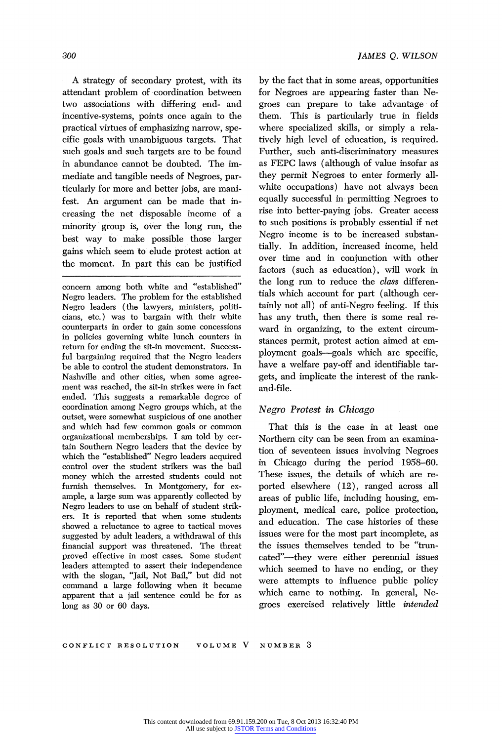A strategy of secondary protest, with its attendant problem of coordination between two associations with differing end- and incentive-systems, points once again to the practical virtues of emphasizing narrow, specific goals with unambiguous targets. That such goals and such targets are to be found in abundance cannot be doubted. The immediate and tangible needs of Negroes, particularly for more and better jobs, are manifest. An argument can be made that increasing the net disposable income of a minority group is, over the long run, the best way to make possible those larger gains which seem to elude protest action at the moment. In part this can be justified by the fact that in some areas, opportunities for Negroes are appearing faster than Negroes can prepare to take advantage of them. This is particularly true in fields where specialized skills, or simply a relatively high level of education, is required. Further, such anti-discriminatory measures as FEPC laws (although of value insofar as they permit Negroes to enter formerly all-white occupations) have not always been equally successful in permitting Negroes to rise into better-paying jobs. Greater access to such positions is probably essential if net Negro income is to be increased substantially. In addition, increased income, held over time and in conjunction with other factors (such as education), will work in the long run to reduce the *class* differentials which account for part (although certainly not all) of anti-Negro feeling. If this has any truth, then there is some real reward in organizing, to the extent circumstances permit, protest action aimed at employment goals—goals which are specific, have a welfare pay-off and identifiable targets, and implicate the interest of the rank-and-file.

concern among both white and "established" Negro leaders. The problem for the established Negro leaders (the lawyers, ministers, politicians, etc.) was to bargain with their white counterparts in order to gain some concessions in policies governing white lunch counters in return for ending the sit-in movement. Successful bargaining required that the Negro leaders be able to control the student demonstrators. In Nashville and other cities, when some agreement was reached, the sit-in strikes were in fact ended. This suggests a remarkable degree of coordination among Negro groups which, at the outset, were somewhat suspicious of one another and which had few common goals or common organizational memberships. I am told by certain Southern Negro leaders that the device by which the "established" Negro leaders acquired control over the student strikers was the bail money which the arrested students could not furnish themselves. In Montgomery, for example, a large sum was apparently collected by Negro leaders to use on behalf of student strikers. It is reported that when some students showed a reluctance to agree to tactical moves suggested by adult leaders, a withdrawal of this financial support was threatened. The threat proved effective in most cases. Some student leaders attempted to assert their independence with the slogan, "Jail, Not Bail," but did not command a large following when it became apparent that a jail sentence could be for as long as 30 or 60 days.

## *Negro Protest in Chicago*

That this is the case in at least one Northern city can be seen from an examination of seventeen issues involving Negroes in Chicago during the period 1958–60. These issues, the details of which are reported elsewhere (12), ranged across all areas of public life, including housing, employment, medical care, police protection, and education. The case histories of these issues were for the most part incomplete, as the issues themselves tended to be "truncated"—they were either perennial issues which seemed to have no ending, or they were attempts to influence public policy which came to nothing. In general, Negroes exercised relatively little *intended*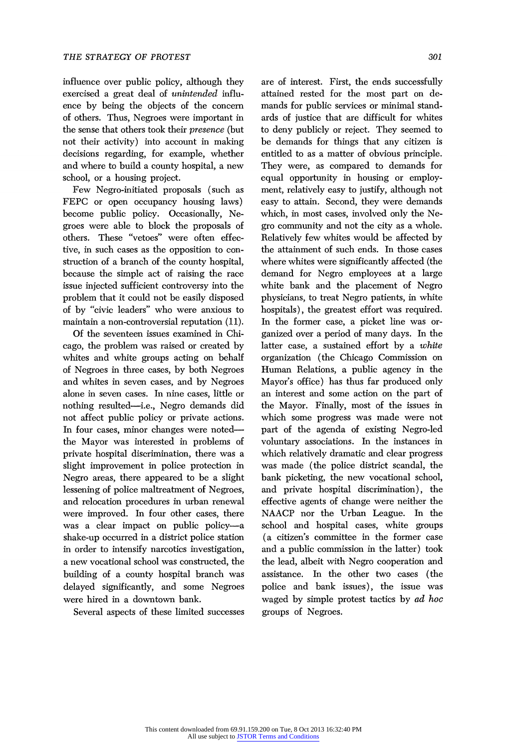influence over public policy, although they exercised a great deal of *unintended* influence by being the objects of the concern of others. Thus, Negroes were important in the sense that others took their *presence* (but not their activity) into account in making decisions regarding, for example, whether and where to build a county hospital, a new school, or a housing project.

Few Negro-initiated proposals (such as FEPC or open occupancy housing laws) become public policy. Occasionally, Negroes were able to block the proposals of others. These "vetoes" were often effective, in such cases as the opposition to construction of a branch of the county hospital, because the simple act of raising the race issue injected sufficient controversy into the problem that it could not be easily disposed of by "civic leaders" who were anxious to maintain a non-controversial reputation (11).

Of the seventeen issues examined in Chicago, the problem was raised or created by whites and white groups acting on behalf of Negroes in three cases, by both Negroes and whites in seven cases, and by Negroes alone in seven cases. In nine cases, little or nothing resulted—i.e., Negro demands did not affect public policy or private actions. In four cases, minor changes were noted—the Mayor was interested in problems of private hospital discrimination, there was a slight improvement in police protection in Negro areas, there appeared to be a slight lessening of police maltreatment of Negroes, and relocation procedures in urban renewal were improved. In four other cases, there was a clear impact on public policy—a shake-up occurred in a district police station in order to intensify narcotics investigation, a new vocational school was constructed, the building of a county hospital branch was delayed significantly, and some Negroes were hired in a downtown bank.

Several aspects of these limited successes are of interest. First, the ends successfully attained rested for the most part on demands for public services or minimal standards of justice that are difficult for whites to deny publicly or reject. They seemed to be demands for things that any citizen is entitled to as a matter of obvious principle. They were, as compared to demands for equal opportunity in housing or employment, relatively easy to justify, although not easy to attain. Second, they were demands which, in most cases, involved only the Negro community and not the city as a whole. Relatively few whites would be affected by the attainment of such ends. In those cases where whites were significantly affected (the demand for Negro employees at a large white bank and the placement of Negro physicians, to treat Negro patients, in white hospitals), the greatest effort was required. In the former case, a picket line was organized over a period of many days. In the latter case, a sustained effort by a *white* organization (the Chicago Commission on Human Relations, a public agency in the Mayor's office) has thus far produced only an interest and some action on the part of the Mayor. Finally, most of the issues in which some progress was made were not part of the agenda of existing Negro-led voluntary associations. In the instances in which relatively dramatic and clear progress was made (the police district scandal, the bank picketing, the new vocational school, and private hospital discrimination), the effective agents of change were neither the NAACP nor the Urban League. In the school and hospital cases, white groups (a citizen's committee in the former case and a public commission in the latter) took the lead, albeit with Negro cooperation and assistance. In the other two cases (the police and bank issues), the issue was waged by simple protest tactics by *ad hoc* groups of Negroes.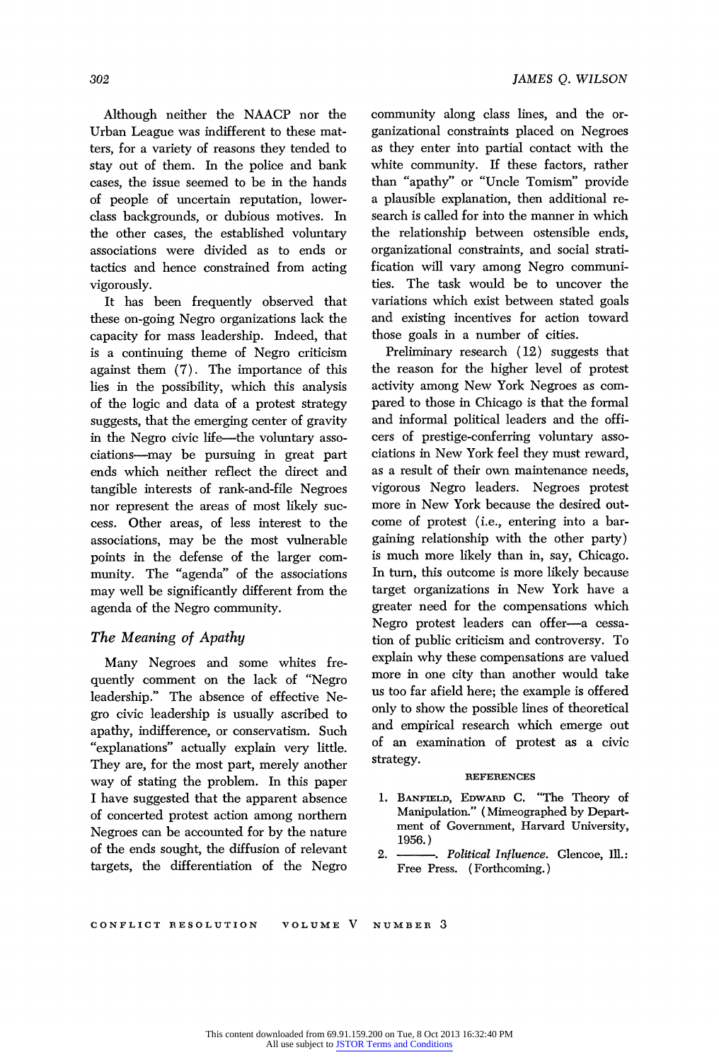Although neither the NAACP nor the Urban League was indifferent to these matters, for a variety of reasons they tended to stay out of them. In the police and bank cases, the issue seemed to be in the hands of people of uncertain reputation, lower-class backgrounds, or dubious motives. In the other cases, the established voluntary associations were divided as to ends or tactics and hence constrained from acting vigorously.

It has been frequently observed that these on-going Negro organizations lack the capacity for mass leadership. Indeed, that is a continuing theme of Negro criticism against them (7). The importance of this lies in the possibility, which this analysis of the logic and data of a protest strategy suggests, that the emerging center of gravity in the Negro civic life—the voluntary associations—may be pursuing in great part ends which neither reflect the direct and tangible interests of rank-and-file Negroes nor represent the areas of most likely success. Other areas, of less interest to the associations, may be the most vulnerable points in the defense of the larger community. The "agenda" of the associations may well be significantly different from the agenda of the Negro community.

## *The Meaning of Apathy*

Many Negroes and some whites frequently comment on the lack of "Negro leadership." The absence of effective Negro civic leadership is usually ascribed to apathy, indifference, or conservatism. Such "explanations" actually explain very little. They are, for the most part, merely another way of stating the problem. In this paper I have suggested that the apparent absence of concerted protest action among northern Negroes can be accounted for by the nature of the ends sought, the diffusion of relevant targets, the differentiation of the Negro community along class lines, and the organizational constraints placed on Negroes as they enter into partial contact with the white community. If these factors, rather than "apathy" or "Uncle Tomism" provide a plausible explanation, then additional research is called for into the manner in which the relationship between ostensible ends, organizational constraints, and social stratification will vary among Negro communities. The task would be to uncover the variations which exist between stated goals and existing incentives for action toward those goals in a number of cities.

Preliminary research (12) suggests that the reason for the higher level of protest activity among New York Negroes as compared to those in Chicago is that the formal and informal political leaders and the officers of prestige-conferring voluntary associations in New York feel they must reward, as a result of their own maintenance needs, vigorous Negro leaders. Negroes protest more in New York because the desired outcome of protest (i.e., entering into a bargaining relationship with the other party) is much more likely than in, say, Chicago. In turn, this outcome is more likely because target organizations in New York have a greater need for the compensations which Negro protest leaders can offer—a cessation of public criticism and controversy. To explain why these compensations are valued more in one city than another would take us too far afield here; the example is offered only to show the possible lines of theoretical and empirical research which emerge out of an examination of protest as a civic strategy.

### REFERENCES

1. Banfield, Edward C. "The Theory of Manipulation." (Mimeographed by Department of Government, Harvard University, 1956.)
2. ———. *Political Influence.* Glencoe, Ill.: Free Press. (Forthcoming.)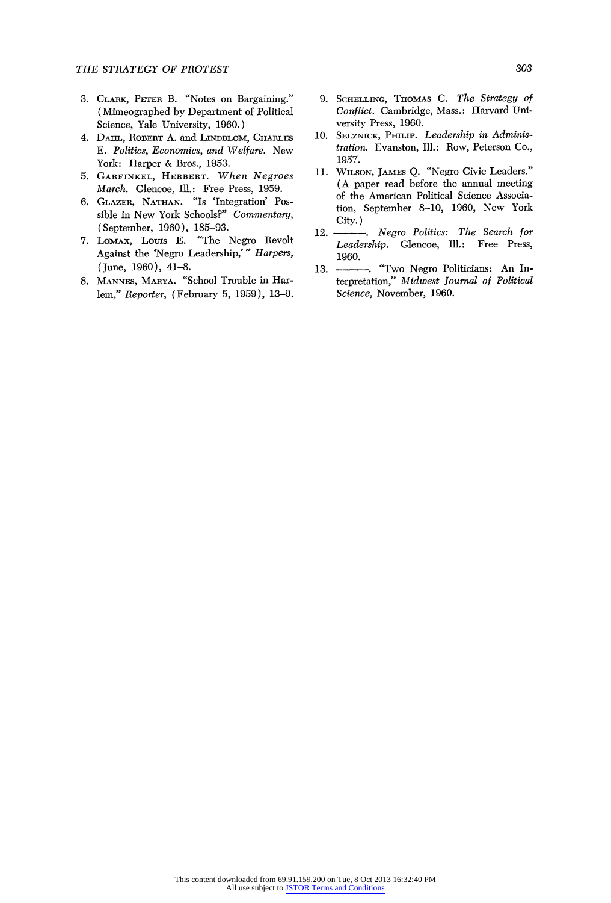3. Clark, Peter B. "Notes on Bargaining." (Mimeographed by Department of Political Science, Yale University, 1960.)
4. Dahl, Robert A. and Lindblom, Charles E. *Politics, Economics, and Welfare.* New York: Harper & Bros., 1953.
5. Garfinkel, Herbert. *When Negroes March.* Glencoe, Ill.: Free Press, 1959.
6. Glazer, Nathan. "Is 'Integration' Possible in New York Schools?" *Commentary,* (September, 1960), 185–93.
7. Lomax, Louis E. "The Negro Revolt Against the 'Negro Leadership,'" *Harpers,* (June, 1960), 41–8.
8. Mannes, Marya. "School Trouble in Harlem," *Reporter,* (February 5, 1959), 13–9.
9. Schelling, Thomas C. *The Strategy of Conflict.* Cambridge, Mass.: Harvard University Press, 1960.
10. Selznick, Philip. *Leadership in Administration.* Evanston, Ill.: Row, Peterson Co., 1957.
11. Wilson, James Q. "Negro Civic Leaders." (A paper read before the annual meeting of the American Political Science Association, September 8–10, 1960, New York City.)
12. ———. *Negro Politics: The Search for Leadership.* Glencoe, Ill.: Free Press, 1960.
13. ———. "Two Negro Politicians: An Interpretation," *Midwest Journal of Political Science,* November, 1960.